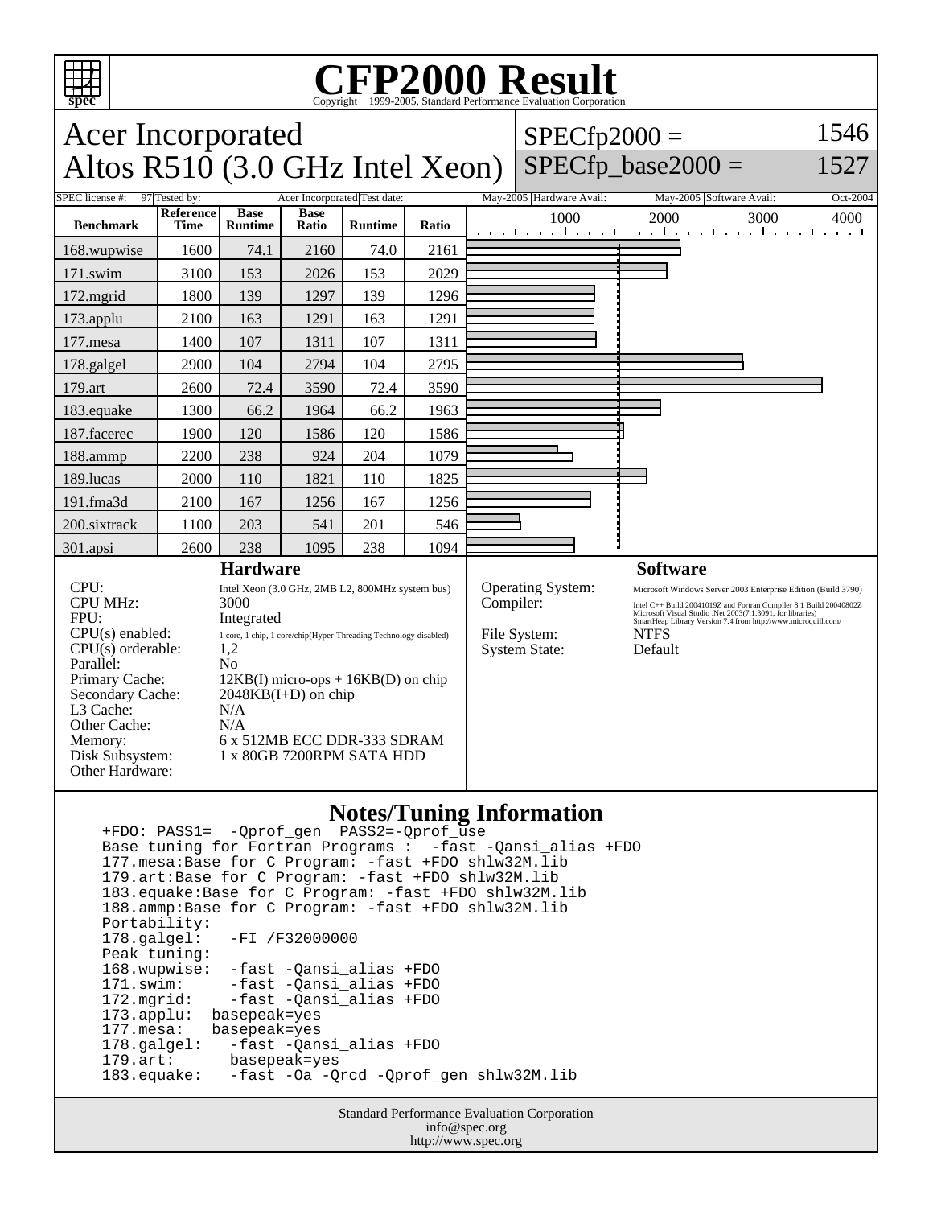# CFP2000 Result

Copyright 1999-2005, Standard Performance Evaluation Corporation

## Acer Incorporated
## Altos R510 (3.0 GHz Intel Xeon)

SPECfp2000 = 1546
SPECfp_base2000 = 1527

| SPEC license #: | 97 | Tested by: | Acer Incorporated | Test date: | May-2005 | Hardware Avail: | May-2005 | Software Avail: | Oct-2004 |
|---|---|---|---|---|---|---|---|---|---|

| Benchmark | Reference Time | Base Runtime | Base Ratio | Runtime | Ratio |
|---|---|---|---|---|---|
| 168.wupwise | 1600 | 74.1 | 2160 | 74.0 | 2161 |
| 171.swim | 3100 | 153 | 2026 | 153 | 2029 |
| 172.mgrid | 1800 | 139 | 1297 | 139 | 1296 |
| 173.applu | 2100 | 163 | 1291 | 163 | 1291 |
| 177.mesa | 1400 | 107 | 1311 | 107 | 1311 |
| 178.galgel | 2900 | 104 | 2794 | 104 | 2795 |
| 179.art | 2600 | 72.4 | 3590 | 72.4 | 3590 |
| 183.equake | 1300 | 66.2 | 1964 | 66.2 | 1963 |
| 187.facerec | 1900 | 120 | 1586 | 120 | 1586 |
| 188.ammp | 2200 | 238 | 924 | 204 | 1079 |
| 189.lucas | 2000 | 110 | 1821 | 110 | 1825 |
| 191.fma3d | 2100 | 167 | 1256 | 167 | 1256 |
| 200.sixtrack | 1100 | 203 | 541 | 201 | 546 |
| 301.apsi | 2600 | 238 | 1095 | 238 | 1094 |

### Hardware

| | |
|---|---|
| CPU: | Intel Xeon (3.0 GHz, 2MB L2, 800MHz system bus) |
| CPU MHz: | 3000 |
| FPU: | Integrated |
| CPU(s) enabled: | 1 core, 1 chip, 1 core/chip(Hyper-Threading Technology disabled) |
| CPU(s) orderable: | 1,2 |
| Parallel: | No |
| Primary Cache: | 12KB(I) micro-ops + 16KB(D) on chip |
| Secondary Cache: | 2048KB(I+D) on chip |
| L3 Cache: | N/A |
| Other Cache: | N/A |
| Memory: | 6 x 512MB ECC DDR-333 SDRAM |
| Disk Subsystem: | 1 x 80GB 7200RPM SATA HDD |
| Other Hardware: | |

### Software

| | |
|---|---|
| Operating System: | Microsoft Windows Server 2003 Enterprise Edition (Build 3790) |
| Compiler: | Intel C++ Build 20041019Z and Fortran Compiler 8.1 Build 20040802Z Microsoft Visual Studio .Net 2003(7.1.3091, for libraries) SmartHeap Library Version 7.4 from http://www.microquill.com/ |
| File System: | NTFS |
| System State: | Default |

### Notes/Tuning Information

```
+FDO: PASS1=  -Qprof_gen  PASS2=-Qprof_use
Base tuning for Fortran Programs :  -fast -Qansi_alias +FDO
177.mesa:Base for C Program: -fast +FDO shlw32M.lib
179.art:Base for C Program: -fast +FDO shlw32M.lib
183.equake:Base for C Program: -fast +FDO shlw32M.lib
188.ammp:Base for C Program: -fast +FDO shlw32M.lib
Portability:
178.galgel:   -FI /F32000000
Peak tuning:
168.wupwise:  -fast -Qansi_alias +FDO
171.swim:     -fast -Qansi_alias +FDO
172.mgrid:    -fast -Qansi_alias +FDO
173.applu:  basepeak=yes
177.mesa:   basepeak=yes
178.galgel:   -fast -Qansi_alias +FDO
179.art:      basepeak=yes
183.equake:   -fast -Oa -Qrcd -Qprof_gen shlw32M.lib
```

Standard Performance Evaluation Corporation
info@spec.org
http://www.spec.org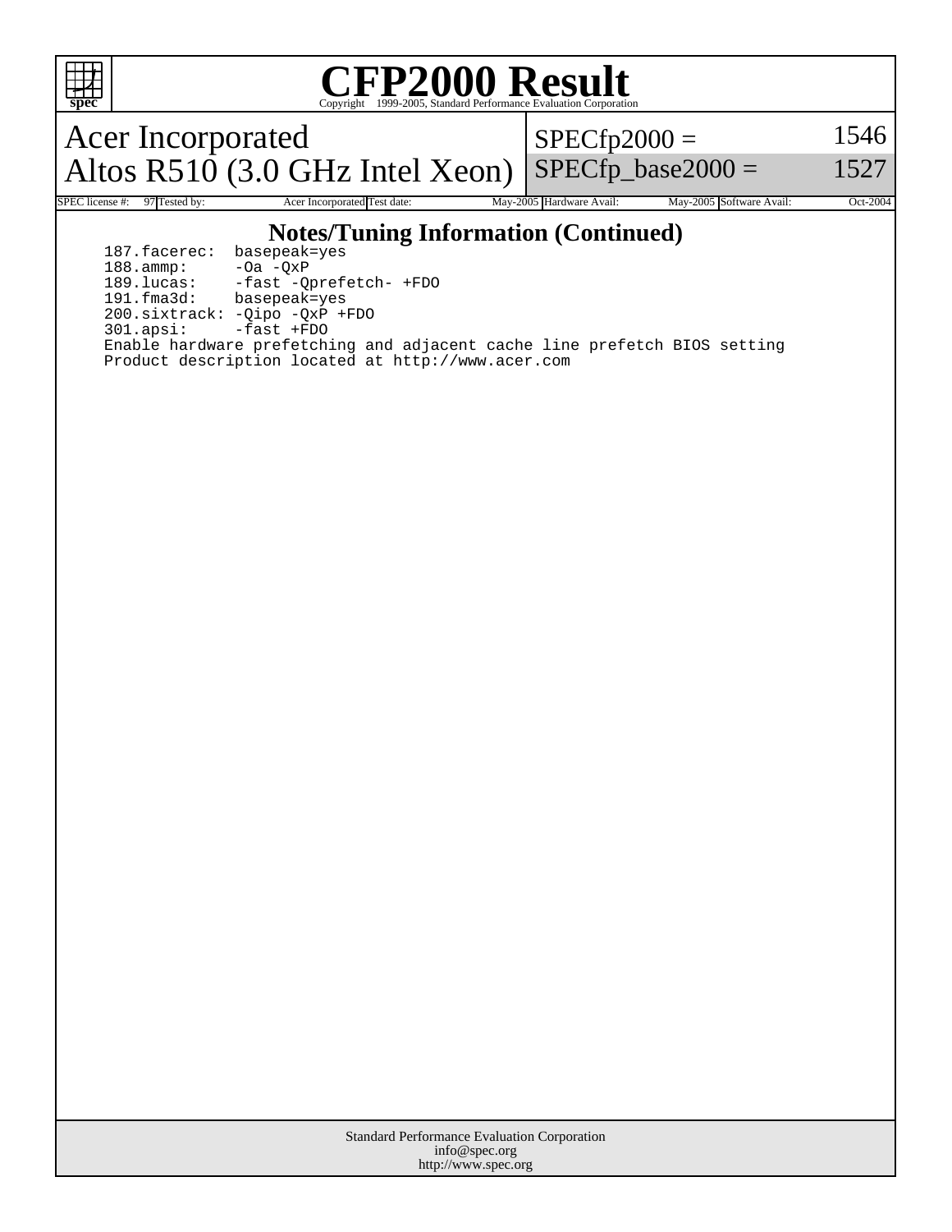# CFP2000 Result

Copyright 1999-2005, Standard Performance Evaluation Corporation

Acer Incorporated
Altos R510 (3.0 GHz Intel Xeon)

SPECfp2000 = 1546
SPECfp_base2000 = 1527

| SPEC license #: | 97 | Tested by: | Acer Incorporated | Test date: | May-2005 | Hardware Avail: | May-2005 | Software Avail: | Oct-2004 |
|---|---|---|---|---|---|---|---|---|---|

## Notes/Tuning Information (Continued)

```
187.facerec:  basepeak=yes
188.ammp:     -Oa -QxP
189.lucas:    -fast -Qprefetch- +FDO
191.fma3d:    basepeak=yes
200.sixtrack: -Qipo -QxP +FDO
301.apsi:     -fast +FDO
Enable hardware prefetching and adjacent cache line prefetch BIOS setting
Product description located at http://www.acer.com
```

Standard Performance Evaluation Corporation
info@spec.org
http://www.spec.org